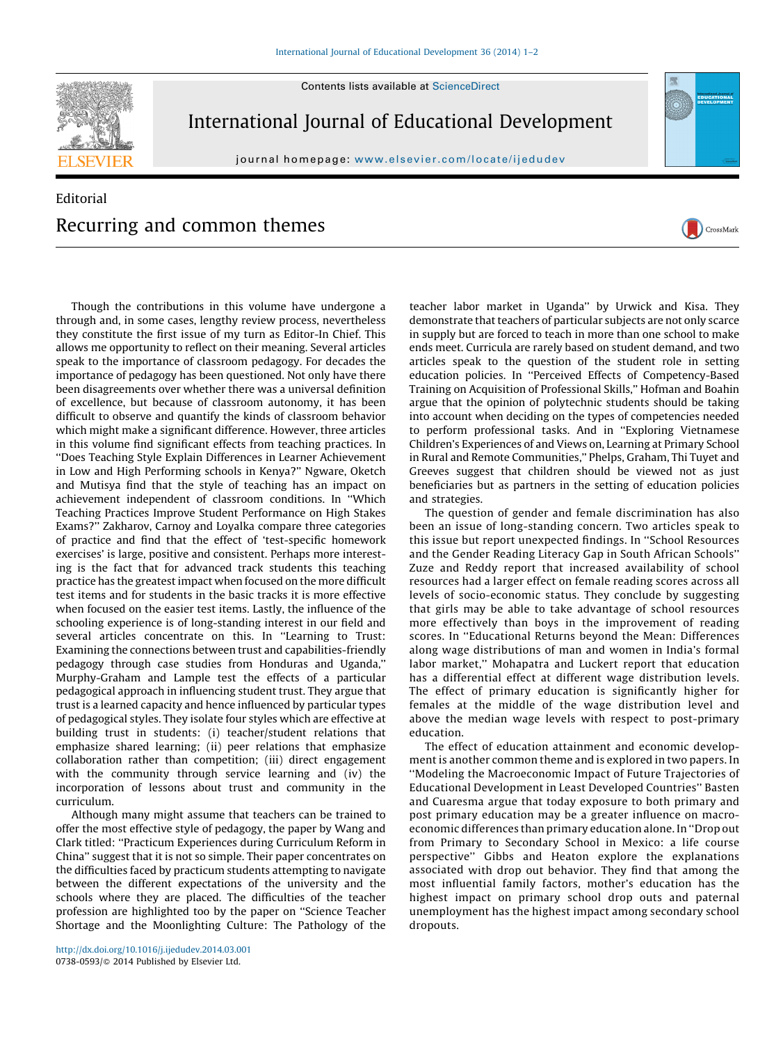Contents lists available at ScienceDirect

# International Journal of Educational Development

journal homepage: www.elsevier.com/locate/ijedudev

Editorial

## Recurring and common themes

Though the contributions in this volume have undergone a through and, in some cases, lengthy review process, nevertheless they constitute the first issue of my turn as Editor-In Chief. This allows me opportunity to reflect on their meaning. Several articles speak to the importance of classroom pedagogy. For decades the importance of pedagogy has been questioned. Not only have there been disagreements over whether there was a universal definition of excellence, but because of classroom autonomy, it has been difficult to observe and quantify the kinds of classroom behavior which might make a significant difference. However, three articles in this volume find significant effects from teaching practices. In ''Does Teaching Style Explain Differences in Learner Achievement in Low and High Performing schools in Kenya?'' Ngware, Oketch and Mutisya find that the style of teaching has an impact on achievement independent of classroom conditions. In ''Which Teaching Practices Improve Student Performance on High Stakes Exams?'' Zakharov, Carnoy and Loyalka compare three categories of practice and find that the effect of 'test-specific homework exercises' is large, positive and consistent. Perhaps more interesting is the fact that for advanced track students this teaching practice has the greatest impact when focused on the more difficult test items and for students in the basic tracks it is more effective when focused on the easier test items. Lastly, the influence of the schooling experience is of long-standing interest in our field and several articles concentrate on this. In ''Learning to Trust: Examining the connections between trust and capabilities-friendly pedagogy through case studies from Honduras and Uganda,'' Murphy-Graham and Lample test the effects of a particular pedagogical approach in influencing student trust. They argue that trust is a learned capacity and hence influenced by particular types of pedagogical styles. They isolate four styles which are effective at building trust in students: (i) teacher/student relations that emphasize shared learning; (ii) peer relations that emphasize collaboration rather than competition; (iii) direct engagement with the community through service learning and (iv) the incorporation of lessons about trust and community in the curriculum.

Although many might assume that teachers can be trained to offer the most effective style of pedagogy, the paper by Wang and Clark titled: ''Practicum Experiences during Curriculum Reform in China'' suggest that it is not so simple. Their paper concentrates on the difficulties faced by practicum students attempting to navigate between the different expectations of the university and the schools where they are placed. The difficulties of the teacher profession are highlighted too by the paper on ''Science Teacher Shortage and the Moonlighting Culture: The Pathology of the teacher labor market in Uganda'' by Urwick and Kisa. They demonstrate that teachers of particular subjects are not only scarce in supply but are forced to teach in more than one school to make ends meet. Curricula are rarely based on student demand, and two articles speak to the question of the student role in setting education policies. In ''Perceived Effects of Competency-Based Training on Acquisition of Professional Skills,'' Hofman and Boahin argue that the opinion of polytechnic students should be taking into account when deciding on the types of competencies needed to perform professional tasks. And in ''Exploring Vietnamese Children's Experiences of and Views on, Learning at Primary School in Rural and Remote Communities,'' Phelps, Graham, Thi Tuyet and Greeves suggest that children should be viewed not as just beneficiaries but as partners in the setting of education policies and strategies.

The question of gender and female discrimination has also been an issue of long-standing concern. Two articles speak to this issue but report unexpected findings. In ''School Resources and the Gender Reading Literacy Gap in South African Schools'' Zuze and Reddy report that increased availability of school resources had a larger effect on female reading scores across all levels of socio-economic status. They conclude by suggesting that girls may be able to take advantage of school resources more effectively than boys in the improvement of reading scores. In ''Educational Returns beyond the Mean: Differences along wage distributions of man and women in India's formal labor market,'' Mohapatra and Luckert report that education has a differential effect at different wage distribution levels. The effect of primary education is significantly higher for females at the middle of the wage distribution level and above the median wage levels with respect to post-primary education.

The effect of education attainment and economic development is another common theme and is explored in two papers. In ''Modeling the Macroeconomic Impact of Future Trajectories of Educational Development in Least Developed Countries'' Basten and Cuaresma argue that today exposure to both primary and post primary education may be a greater influence on macro-economic differences than primary education alone. In ''Drop out from Primary to Secondary School in Mexico: a life course perspective'' Gibbs and Heaton explore the explanations associated with drop out behavior. They find that among the most influential family factors, mother's education has the highest impact on primary school drop outs and paternal unemployment has the highest impact among secondary school dropouts.

http://dx.doi.org/10.1016/j.ijedudev.2014.03.001
0738-0593/© 2014 Published by Elsevier Ltd.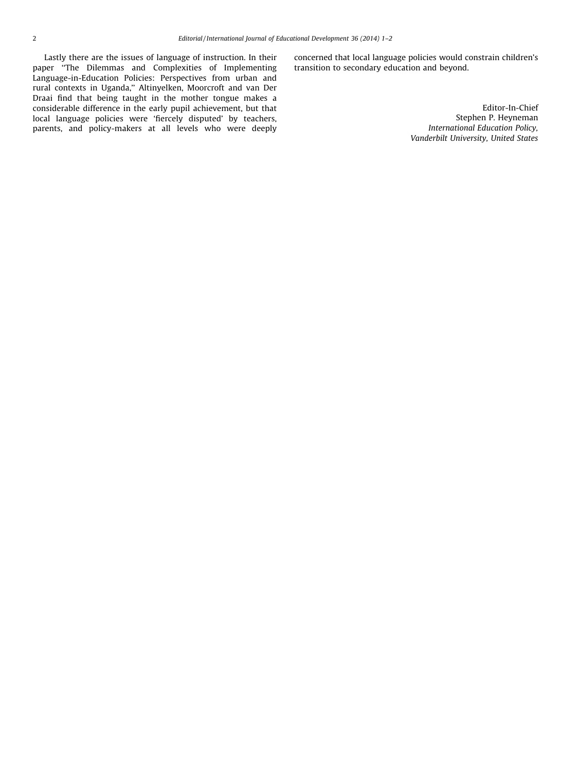Lastly there are the issues of language of instruction. In their paper "The Dilemmas and Complexities of Implementing Language-in-Education Policies: Perspectives from urban and rural contexts in Uganda," Altinyelken, Moorcroft and van Der Draai find that being taught in the mother tongue makes a considerable difference in the early pupil achievement, but that local language policies were 'fiercely disputed' by teachers, parents, and policy-makers at all levels who were deeply concerned that local language policies would constrain children's transition to secondary education and beyond.

Editor-In-Chief
Stephen P. Heyneman
*International Education Policy,*
*Vanderbilt University, United States*